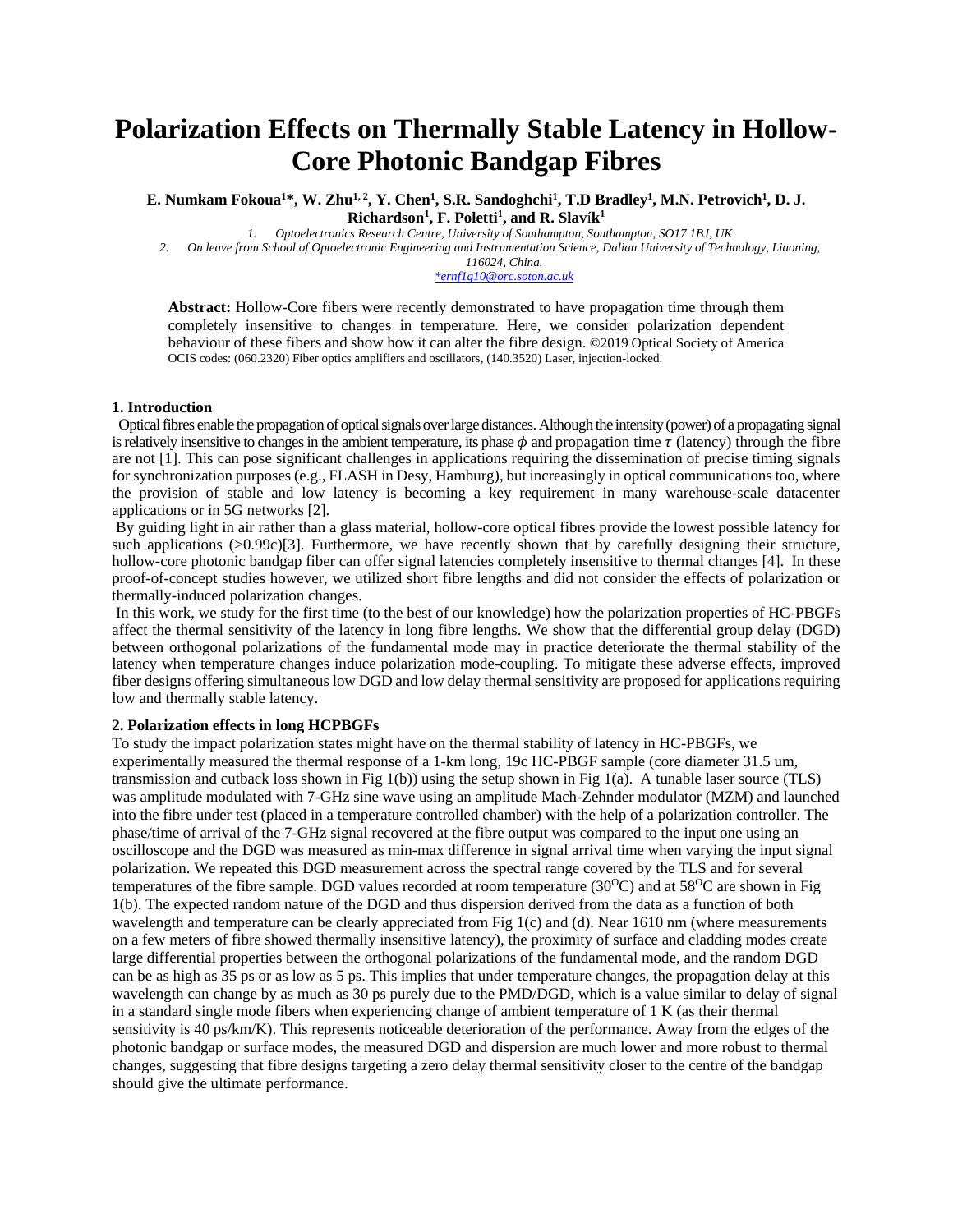# Polarization Effects on Thermally Stable Latency in Hollow-Core Photonic Bandgap Fibres

**E. Numkam Fokoua[1]*, W. Zhu[1, 2], Y. Chen[1], S.R. Sandoghchi[1], T.D Bradley[1], M.N. Petrovich[1], D. J. Richardson[1], F. Poletti[1], and R. Slavík[1]**

*1. Optoelectronics Research Centre, University of Southampton, Southampton, SO17 1BJ, UK*

*2. On leave from School of Optoelectronic Engineering and Instrumentation Science, Dalian University of Technology, Liaoning, 116024, China.*

*ernf1g10@orc.soton.ac.uk

**Abstract:** Hollow-Core fibers were recently demonstrated to have propagation time through them completely insensitive to changes in temperature. Here, we consider polarization dependent behaviour of these fibers and show how it can alter the fibre design. ©2019 Optical Society of America

OCIS codes: (060.2320) Fiber optics amplifiers and oscillators, (140.3520) Laser, injection-locked.

## 1. Introduction

Optical fibres enable the propagation of optical signals over large distances. Although the intensity (power) of a propagating signal is relatively insensitive to changes in the ambient temperature, its phase $\phi$ and propagation time $\tau$ (latency) through the fibre are not [1]. This can pose significant challenges in applications requiring the dissemination of precise timing signals for synchronization purposes (e.g., FLASH in Desy, Hamburg), but increasingly in optical communications too, where the provision of stable and low latency is becoming a key requirement in many warehouse-scale datacenter applications or in 5G networks [2].

By guiding light in air rather than a glass material, hollow-core optical fibres provide the lowest possible latency for such applications (>0.99c)[3]. Furthermore, we have recently shown that by carefully designing their structure, hollow-core photonic bandgap fiber can offer signal latencies completely insensitive to thermal changes [4]. In these proof-of-concept studies however, we utilized short fibre lengths and did not consider the effects of polarization or thermally-induced polarization changes.

In this work, we study for the first time (to the best of our knowledge) how the polarization properties of HC-PBGFs affect the thermal sensitivity of the latency in long fibre lengths. We show that the differential group delay (DGD) between orthogonal polarizations of the fundamental mode may in practice deteriorate the thermal stability of the latency when temperature changes induce polarization mode-coupling. To mitigate these adverse effects, improved fiber designs offering simultaneous low DGD and low delay thermal sensitivity are proposed for applications requiring low and thermally stable latency.

## 2. Polarization effects in long HCPBGFs

To study the impact polarization states might have on the thermal stability of latency in HC-PBGFs, we experimentally measured the thermal response of a 1-km long, 19c HC-PBGF sample (core diameter 31.5 um, transmission and cutback loss shown in Fig 1(b)) using the setup shown in Fig 1(a). A tunable laser source (TLS) was amplitude modulated with 7-GHz sine wave using an amplitude Mach-Zehnder modulator (MZM) and launched into the fibre under test (placed in a temperature controlled chamber) with the help of a polarization controller. The phase/time of arrival of the 7-GHz signal recovered at the fibre output was compared to the input one using an oscilloscope and the DGD was measured as min-max difference in signal arrival time when varying the input signal polarization. We repeated this DGD measurement across the spectral range covered by the TLS and for several temperatures of the fibre sample. DGD values recorded at room temperature (30$^{O}$C) and at 58$^{O}$C are shown in Fig 1(b). The expected random nature of the DGD and thus dispersion derived from the data as a function of both wavelength and temperature can be clearly appreciated from Fig 1(c) and (d). Near 1610 nm (where measurements on a few meters of fibre showed thermally insensitive latency), the proximity of surface and cladding modes create large differential properties between the orthogonal polarizations of the fundamental mode, and the random DGD can be as high as 35 ps or as low as 5 ps. This implies that under temperature changes, the propagation delay at this wavelength can change by as much as 30 ps purely due to the PMD/DGD, which is a value similar to delay of signal in a standard single mode fibers when experiencing change of ambient temperature of 1 K (as their thermal sensitivity is 40 ps/km/K). This represents noticeable deterioration of the performance. Away from the edges of the photonic bandgap or surface modes, the measured DGD and dispersion are much lower and more robust to thermal changes, suggesting that fibre designs targeting a zero delay thermal sensitivity closer to the centre of the bandgap should give the ultimate performance.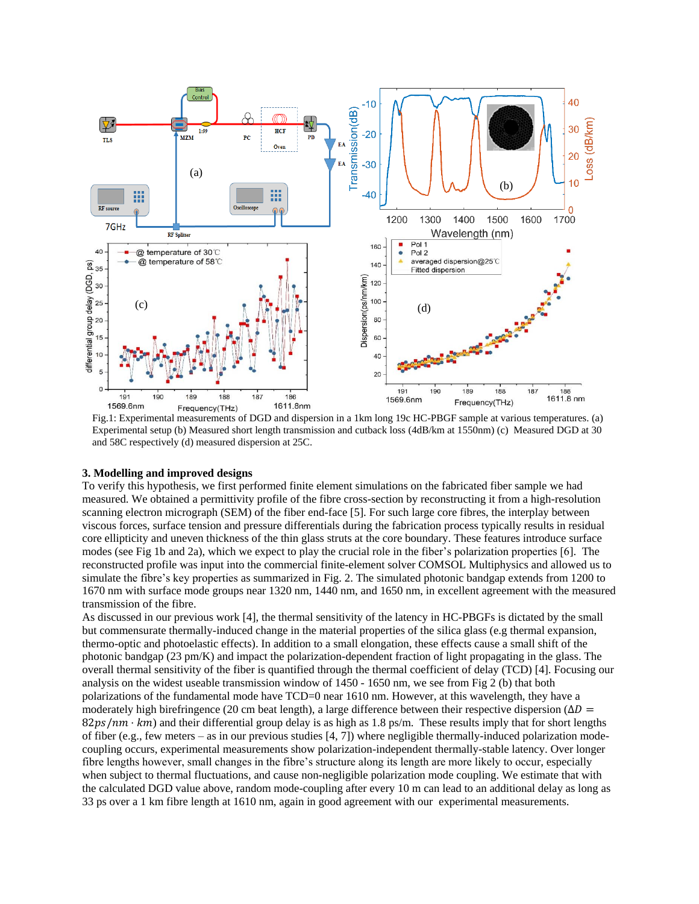Fig.1: Experimental measurements of DGD and dispersion in a 1km long 19c HC-PBGF sample at various temperatures. (a) Experimental setup (b) Measured short length transmission and cutback loss (4dB/km at 1550nm) (c) Measured DGD at 30 and 58C respectively (d) measured dispersion at 25C.

### 3. Modelling and improved designs

To verify this hypothesis, we first performed finite element simulations on the fabricated fiber sample we had measured. We obtained a permittivity profile of the fibre cross-section by reconstructing it from a high-resolution scanning electron micrograph (SEM) of the fiber end-face [5]. For such large core fibres, the interplay between viscous forces, surface tension and pressure differentials during the fabrication process typically results in residual core ellipticity and uneven thickness of the thin glass struts at the core boundary. These features introduce surface modes (see Fig 1b and 2a), which we expect to play the crucial role in the fiber's polarization properties [6]. The reconstructed profile was input into the commercial finite-element solver COMSOL Multiphysics and allowed us to simulate the fibre's key properties as summarized in Fig. 2. The simulated photonic bandgap extends from 1200 to 1670 nm with surface mode groups near 1320 nm, 1440 nm, and 1650 nm, in excellent agreement with the measured transmission of the fibre.

As discussed in our previous work [4], the thermal sensitivity of the latency in HC-PBGFs is dictated by the small but commensurate thermally-induced change in the material properties of the silica glass (e.g thermal expansion, thermo-optic and photoelastic effects). In addition to a small elongation, these effects cause a small shift of the photonic bandgap (23 pm/K) and impact the polarization-dependent fraction of light propagating in the glass. The overall thermal sensitivity of the fiber is quantified through the thermal coefficient of delay (TCD) [4]. Focusing our analysis on the widest useable transmission window of 1450 - 1650 nm, we see from Fig 2 (b) that both polarizations of the fundamental mode have TCD=0 near 1610 nm. However, at this wavelength, they have a moderately high birefringence (20 cm beat length), a large difference between their respective dispersion ($\Delta D = 82ps/nm \cdot km$) and their differential group delay is as high as 1.8 ps/m. These results imply that for short lengths of fiber (e.g., few meters – as in our previous studies [4, 7]) where negligible thermally-induced polarization mode-coupling occurs, experimental measurements show polarization-independent thermally-stable latency. Over longer fibre lengths however, small changes in the fibre's structure along its length are more likely to occur, especially when subject to thermal fluctuations, and cause non-negligible polarization mode coupling. We estimate that with the calculated DGD value above, random mode-coupling after every 10 m can lead to an additional delay as long as 33 ps over a 1 km fibre length at 1610 nm, again in good agreement with our experimental measurements.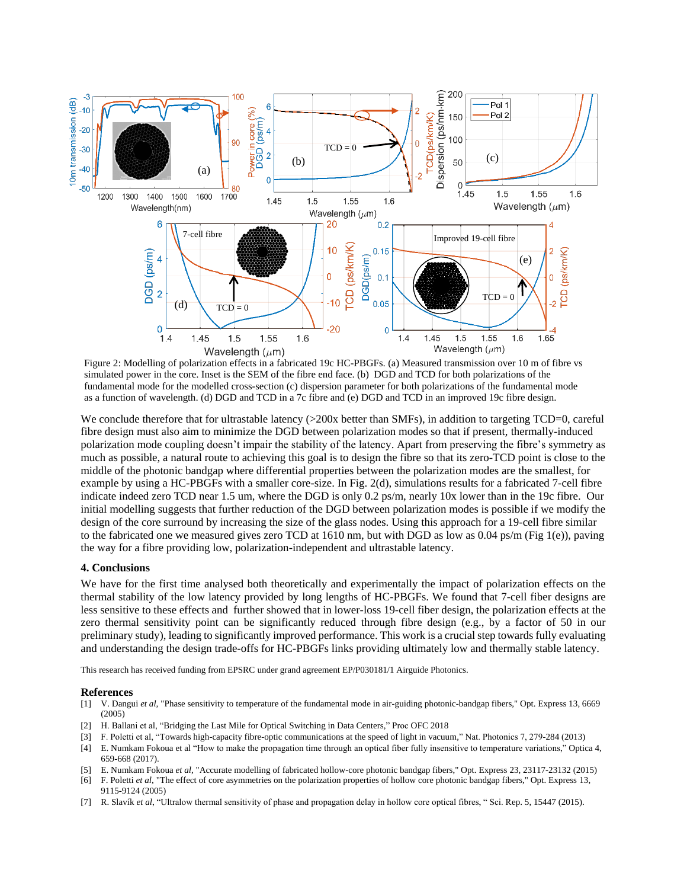(a)
10m transmission (dB)
-3
-10
-20
-30
-40
-50
1200 1300 1400 1500 1600 1700
Wavelength(nm)
Power in core (%)
100
90
80

(b)
DGD (ps/m)
6
4
2
0
TCD = 0
TCD(ps/km/K)
2
0
-2
1.45 1.5 1.55 1.6
Wavelength ($\mu$m)

(c)
Dispersion (ps/nm·km)
200
150
100
50
0
Pol 1
Pol 2
1.45 1.5 1.55 1.6
Wavelength ($\mu$m)

(d)
7-cell fibre
DGD (ps/m)
6
4
2
0
TCD = 0
TCD (ps/km/K)
20
10
0
-10
-20
1.4 1.45 1.5 1.55 1.6
Wavelength ($\mu$m)

(e)
Improved 19-cell fibre
DGD(ps/m)
0.2
0.15
0.1
0.05
0
TCD = 0
TCD (ps/km/K)
4
2
0
-2
-4
1.4 1.45 1.5 1.55 1.6 1.65
Wavelength ($\mu$m)

Figure 2: Modelling of polarization effects in a fabricated 19c HC-PBGFs. (a) Measured transmission over 10 m of fibre vs simulated power in the core. Inset is the SEM of the fibre end face. (b) DGD and TCD for both polarizations of the fundamental mode for the modelled cross-section (c) dispersion parameter for both polarizations of the fundamental mode as a function of wavelength. (d) DGD and TCD in a 7c fibre and (e) DGD and TCD in an improved 19c fibre design.

We conclude therefore that for ultrastable latency (>200x better than SMFs), in addition to targeting TCD=0, careful fibre design must also aim to minimize the DGD between polarization modes so that if present, thermally-induced polarization mode coupling doesn't impair the stability of the latency. Apart from preserving the fibre's symmetry as much as possible, a natural route to achieving this goal is to design the fibre so that its zero-TCD point is close to the middle of the photonic bandgap where differential properties between the polarization modes are the smallest, for example by using a HC-PBGFs with a smaller core-size. In Fig. 2(d), simulations results for a fabricated 7-cell fibre indicate indeed zero TCD near 1.5 um, where the DGD is only 0.2 ps/m, nearly 10x lower than in the 19c fibre. Our initial modelling suggests that further reduction of the DGD between polarization modes is possible if we modify the design of the core surround by increasing the size of the glass nodes. Using this approach for a 19-cell fibre similar to the fabricated one we measured gives zero TCD at 1610 nm, but with DGD as low as 0.04 ps/m (Fig 1(e)), paving the way for a fibre providing low, polarization-independent and ultrastable latency.

### 4. Conclusions

We have for the first time analysed both theoretically and experimentally the impact of polarization effects on the thermal stability of the low latency provided by long lengths of HC-PBGFs. We found that 7-cell fiber designs are less sensitive to these effects and further showed that in lower-loss 19-cell fiber design, the polarization effects at the zero thermal sensitivity point can be significantly reduced through fibre design (e.g., by a factor of 50 in our preliminary study), leading to significantly improved performance. This work is a crucial step towards fully evaluating and understanding the design trade-offs for HC-PBGFs links providing ultimately low and thermally stable latency.

This research has received funding from EPSRC under grand agreement EP/P030181/1 Airguide Photonics.

### References

[1] V. Dangui *et al*, "Phase sensitivity to temperature of the fundamental mode in air-guiding photonic-bandgap fibers," Opt. Express 13, 6669 (2005)

[2] H. Ballani et al, "Bridging the Last Mile for Optical Switching in Data Centers," Proc OFC 2018

[3] F. Poletti et al, "Towards high-capacity fibre-optic communications at the speed of light in vacuum," Nat. Photonics 7, 279-284 (2013)

[4] E. Numkam Fokoua et al "How to make the propagation time through an optical fiber fully insensitive to temperature variations," Optica 4, 659-668 (2017).

[5] E. Numkam Fokoua *et al*, "Accurate modelling of fabricated hollow-core photonic bandgap fibers," Opt. Express 23, 23117-23132 (2015)

[6] F. Poletti *et al*, "The effect of core asymmetries on the polarization properties of hollow core photonic bandgap fibers," Opt. Express 13, 9115-9124 (2005)

[7] R. Slavík *et al*, "Ultralow thermal sensitivity of phase and propagation delay in hollow core optical fibres, " Sci. Rep. 5, 15447 (2015).